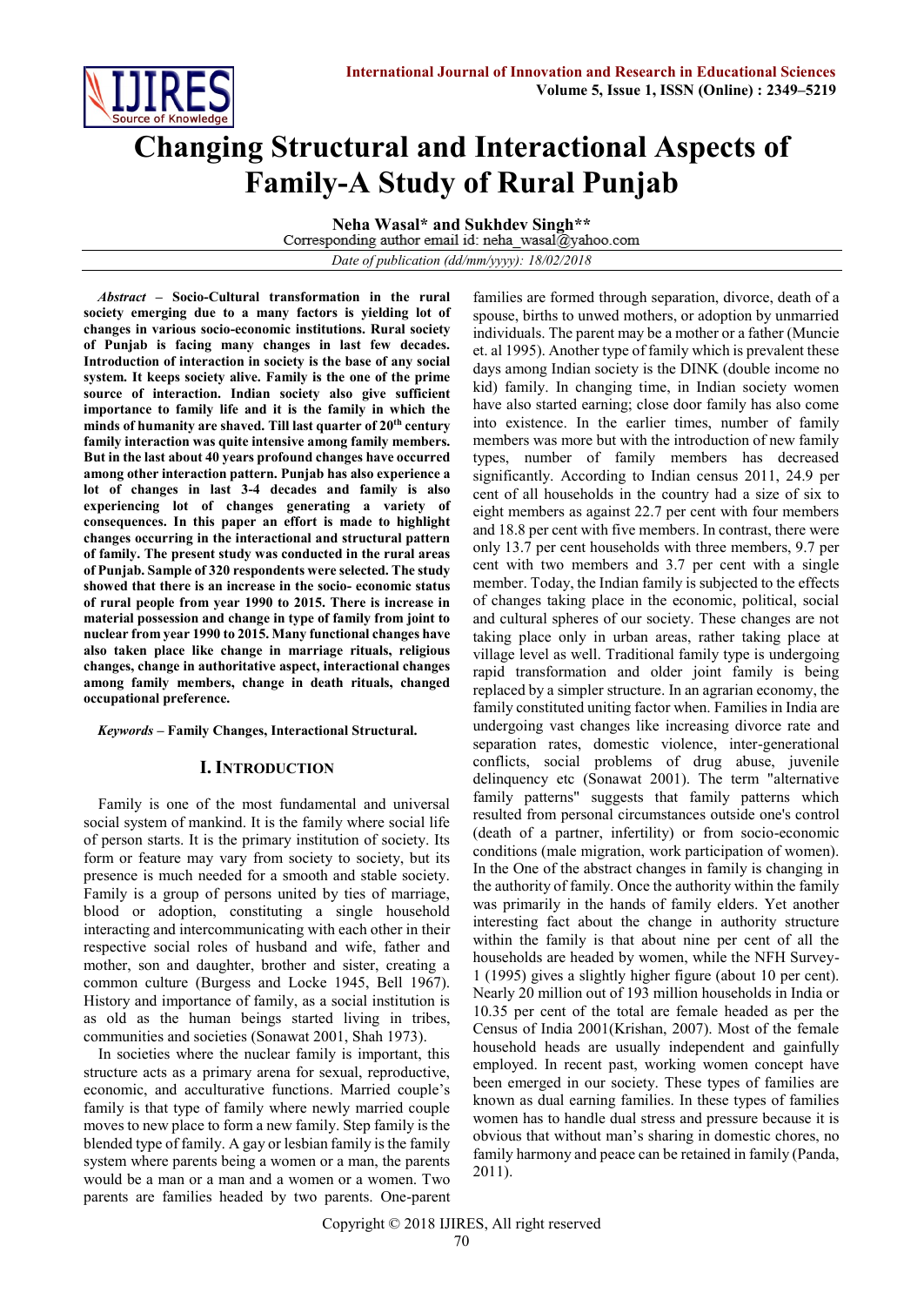# Changing Structural and Interactional Aspects of Family-A Study of Rural Punjab

**Neha Wasal\* and Sukhdev Singh\*\***

Corresponding author email id: neha_wasal@yahoo.com

*Date of publication (dd/mm/yyyy): 18/02/2018*

***Abstract* – Socio-Cultural transformation in the rural society emerging due to a many factors is yielding lot of changes in various socio-economic institutions. Rural society of Punjab is facing many changes in last few decades. Introduction of interaction in society is the base of any social system. It keeps society alive. Family is the one of the prime source of interaction. Indian society also give sufficient importance to family life and it is the family in which the minds of humanity are shaved. Till last quarter of 20th century family interaction was quite intensive among family members. But in the last about 40 years profound changes have occurred among other interaction pattern. Punjab has also experience a lot of changes in last 3-4 decades and family is also experiencing lot of changes generating a variety of consequences. In this paper an effort is made to highlight changes occurring in the interactional and structural pattern of family. The present study was conducted in the rural areas of Punjab. Sample of 320 respondents were selected. The study showed that there is an increase in the socio- economic status of rural people from year 1990 to 2015. There is increase in material possession and change in type of family from joint to nuclear from year 1990 to 2015. Many functional changes have also taken place like change in marriage rituals, religious changes, change in authoritative aspect, interactional changes among family members, change in death rituals, changed occupational preference.**

***Keywords* – Family Changes, Interactional Structural.**

## I. Introduction

Family is one of the most fundamental and universal social system of mankind. It is the family where social life of person starts. It is the primary institution of society. Its form or feature may vary from society to society, but its presence is much needed for a smooth and stable society. Family is a group of persons united by ties of marriage, blood or adoption, constituting a single household interacting and intercommunicating with each other in their respective social roles of husband and wife, father and mother, son and daughter, brother and sister, creating a common culture (Burgess and Locke 1945, Bell 1967). History and importance of family, as a social institution is as old as the human beings started living in tribes, communities and societies (Sonawat 2001, Shah 1973).

In societies where the nuclear family is important, this structure acts as a primary arena for sexual, reproductive, economic, and acculturative functions. Married couple's family is that type of family where newly married couple moves to new place to form a new family. Step family is the blended type of family. A gay or lesbian family is the family system where parents being a women or a man, the parents would be a man or a man and a women or a women. Two parents are families headed by two parents. One-parent families are formed through separation, divorce, death of a spouse, births to unwed mothers, or adoption by unmarried individuals. The parent may be a mother or a father (Muncie et. al 1995). Another type of family which is prevalent these days among Indian society is the DINK (double income no kid) family. In changing time, in Indian society women have also started earning; close door family has also come into existence. In the earlier times, number of family members was more but with the introduction of new family types, number of family members has decreased significantly. According to Indian census 2011, 24.9 per cent of all households in the country had a size of six to eight members as against 22.7 per cent with four members and 18.8 per cent with five members. In contrast, there were only 13.7 per cent households with three members, 9.7 per cent with two members and 3.7 per cent with a single member. Today, the Indian family is subjected to the effects of changes taking place in the economic, political, social and cultural spheres of our society. These changes are not taking place only in urban areas, rather taking place at village level as well. Traditional family type is undergoing rapid transformation and older joint family is being replaced by a simpler structure. In an agrarian economy, the family constituted uniting factor when. Families in India are undergoing vast changes like increasing divorce rate and separation rates, domestic violence, inter-generational conflicts, social problems of drug abuse, juvenile delinquency etc (Sonawat 2001). The term "alternative family patterns" suggests that family patterns which resulted from personal circumstances outside one's control (death of a partner, infertility) or from socio-economic conditions (male migration, work participation of women). In the One of the abstract changes in family is changing in the authority of family. Once the authority within the family was primarily in the hands of family elders. Yet another interesting fact about the change in authority structure within the family is that about nine per cent of all the households are headed by women, while the NFH Survey-1 (1995) gives a slightly higher figure (about 10 per cent). Nearly 20 million out of 193 million households in India or 10.35 per cent of the total are female headed as per the Census of India 2001(Krishan, 2007). Most of the female household heads are usually independent and gainfully employed. In recent past, working women concept have been emerged in our society. These types of families are known as dual earning families. In these types of families women has to handle dual stress and pressure because it is obvious that without man's sharing in domestic chores, no family harmony and peace can be retained in family (Panda, 2011).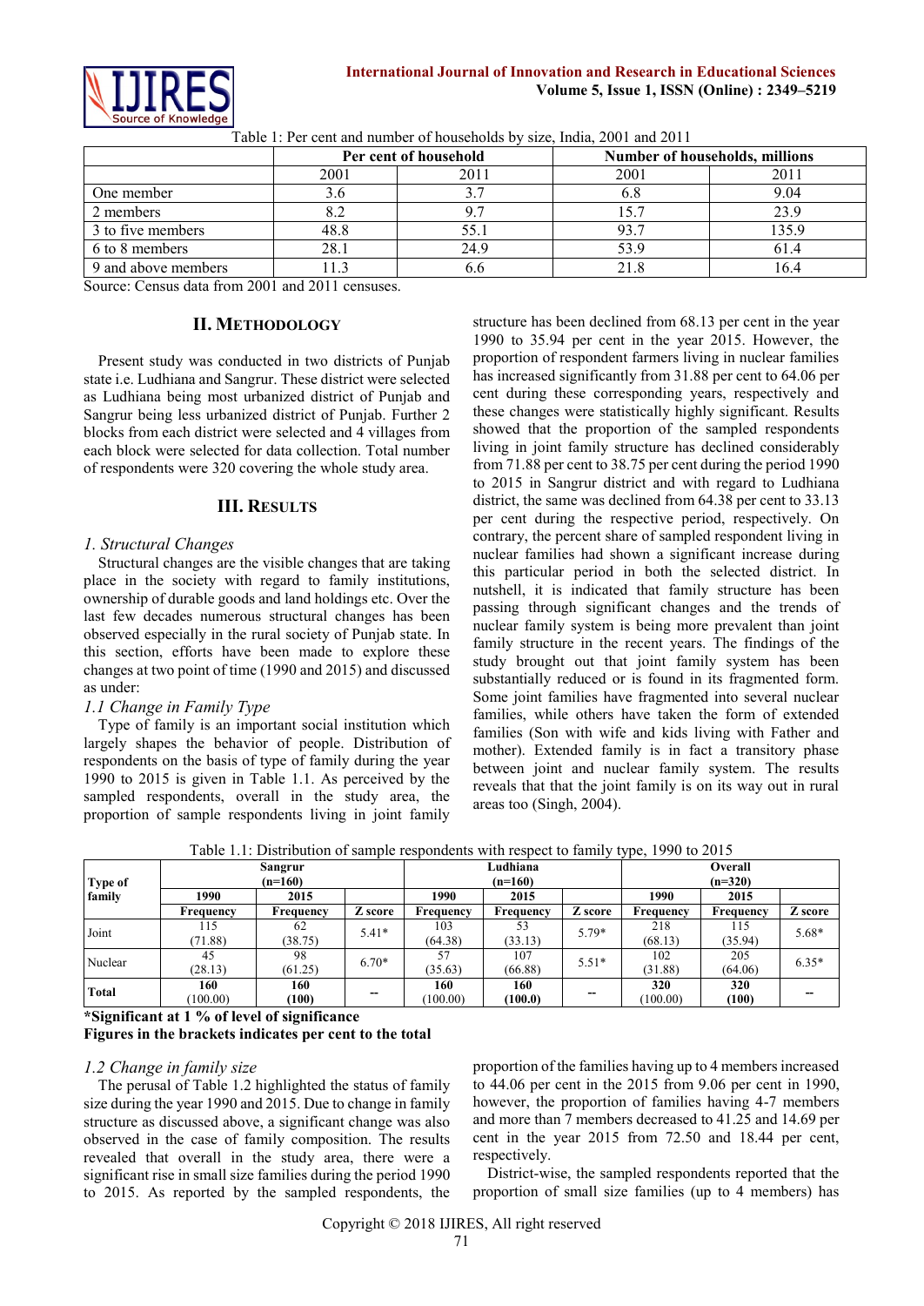Table 1: Per cent and number of households by size, India, 2001 and 2011

| | Per cent of household | | Number of households, millions | |
|---|---|---|---|---|
| | 2001 | 2011 | 2001 | 2011 |
| One member | 3.6 | 3.7 | 6.8 | 9.04 |
| 2 members | 8.2 | 9.7 | 15.7 | 23.9 |
| 3 to five members | 48.8 | 55.1 | 93.7 | 135.9 |
| 6 to 8 members | 28.1 | 24.9 | 53.9 | 61.4 |
| 9 and above members | 11.3 | 6.6 | 21.8 | 16.4 |

Source: Census data from 2001 and 2011 censuses.

## II. Methodology

Present study was conducted in two districts of Punjab state i.e. Ludhiana and Sangrur. These district were selected as Ludhiana being most urbanized district of Punjab and Sangrur being less urbanized district of Punjab. Further 2 blocks from each district were selected and 4 villages from each block were selected for data collection. Total number of respondents were 320 covering the whole study area.

## III. Results

### *1. Structural Changes*

Structural changes are the visible changes that are taking place in the society with regard to family institutions, ownership of durable goods and land holdings etc. Over the last few decades numerous structural changes has been observed especially in the rural society of Punjab state. In this section, efforts have been made to explore these changes at two point of time (1990 and 2015) and discussed as under:

### *1.1 Change in Family Type*

Type of family is an important social institution which largely shapes the behavior of people. Distribution of respondents on the basis of type of family during the year 1990 to 2015 is given in Table 1.1. As perceived by the sampled respondents, overall in the study area, the proportion of sample respondents living in joint family structure has been declined from 68.13 per cent in the year 1990 to 35.94 per cent in the year 2015. However, the proportion of respondent farmers living in nuclear families has increased significantly from 31.88 per cent to 64.06 per cent during these corresponding years, respectively and these changes were statistically highly significant. Results showed that the proportion of the sampled respondents living in joint family structure has declined considerably from 71.88 per cent to 38.75 per cent during the period 1990 to 2015 in Sangrur district and with regard to Ludhiana district, the same was declined from 64.38 per cent to 33.13 per cent during the respective period, respectively. On contrary, the percent share of sampled respondent living in nuclear families had shown a significant increase during this particular period in both the selected district. In nutshell, it is indicated that family structure has been passing through significant changes and the trends of nuclear family system is being more prevalent than joint family structure in the recent years. The findings of the study brought out that joint family system has been substantially reduced or is found in its fragmented form. Some joint families have fragmented into several nuclear families, while others have taken the form of extended families (Son with wife and kids living with Father and mother). Extended family is in fact a transitory phase between joint and nuclear family system. The results reveals that that the joint family is on its way out in rural areas too (Singh, 2004).

Table 1.1: Distribution of sample respondents with respect to family type, 1990 to 2015

| Type of family | Sangrur (n=160) | | | Ludhiana (n=160) | | | Overall (n=320) | | |
|---|---|---|---|---|---|---|---|---|---|
| | 1990 | 2015 | | 1990 | 2015 | | 1990 | 2015 | |
| | Frequency | Frequency | Z score | Frequency | Frequency | Z score | Frequency | Frequency | Z score |
| Joint | 115 (71.88) | 62 (38.75) | 5.41* | 103 (64.38) | 53 (33.13) | 5.79* | 218 (68.13) | 115 (35.94) | 5.68* |
| Nuclear | 45 (28.13) | 98 (61.25) | 6.70* | 57 (35.63) | 107 (66.88) | 5.51* | 102 (31.88) | 205 (64.06) | 6.35* |
| **Total** | **160** (100.00) | **160 (100)** | -- | **160** (100.00) | **160 (100.0)** | -- | **320** (100.00) | **320 (100)** | -- |

**\*Significant at 1 % of level of significance**
**Figures in the brackets indicates per cent to the total**

### *1.2 Change in family size*

The perusal of Table 1.2 highlighted the status of family size during the year 1990 and 2015. Due to change in family structure as discussed above, a significant change was also observed in the case of family composition. The results revealed that overall in the study area, there were a significant rise in small size families during the period 1990 to 2015. As reported by the sampled respondents, the proportion of the families having up to 4 members increased to 44.06 per cent in the 2015 from 9.06 per cent in 1990, however, the proportion of families having 4-7 members and more than 7 members decreased to 41.25 and 14.69 per cent in the year 2015 from 72.50 and 18.44 per cent, respectively.

District-wise, the sampled respondents reported that the proportion of small size families (up to 4 members) has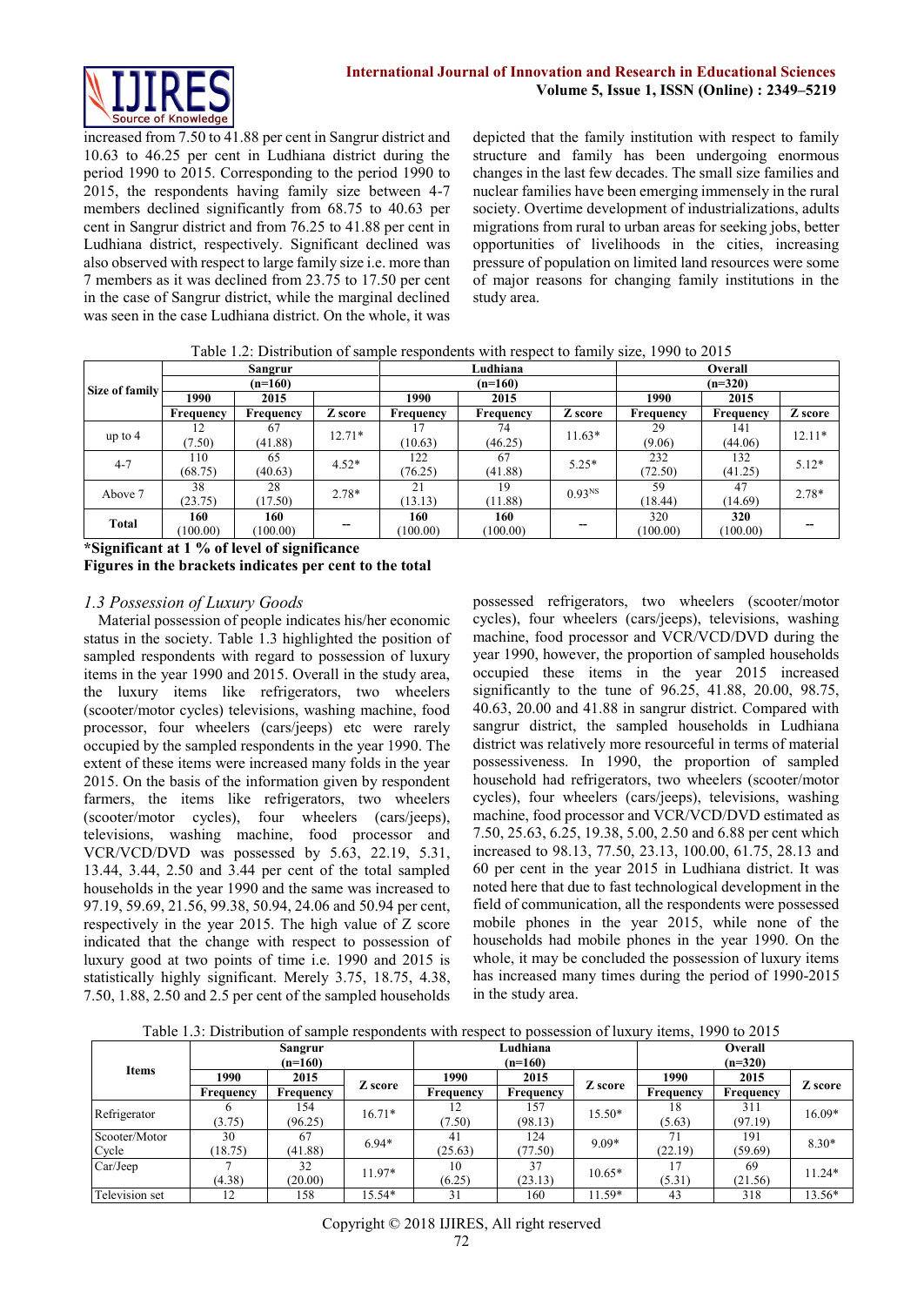increased from 7.50 to 41.88 per cent in Sangrur district and 10.63 to 46.25 per cent in Ludhiana district during the period 1990 to 2015. Corresponding to the period 1990 to 2015, the respondents having family size between 4-7 members declined significantly from 68.75 to 40.63 per cent in Sangrur district and from 76.25 to 41.88 per cent in Ludhiana district, respectively. Significant declined was also observed with respect to large family size i.e. more than 7 members as it was declined from 23.75 to 17.50 per cent in the case of Sangrur district, while the marginal declined was seen in the case Ludhiana district. On the whole, it was depicted that the family institution with respect to family structure and family has been undergoing enormous changes in the last few decades. The small size families and nuclear families have been emerging immensely in the rural society. Overtime development of industrializations, adults migrations from rural to urban areas for seeking jobs, better opportunities of livelihoods in the cities, increasing pressure of population on limited land resources were some of major reasons for changing family institutions in the study area.

Table 1.2: Distribution of sample respondents with respect to family size, 1990 to 2015

| Size of family | Sangrur (n=160) | | | Ludhiana (n=160) | | | Overall (n=320) | | |
|---|---|---|---|---|---|---|---|---|---|
| | 1990 | 2015 | | 1990 | 2015 | | 1990 | 2015 | |
| | Frequency | Frequency | Z score | Frequency | Frequency | Z score | Frequency | Frequency | Z score |
| up to 4 | 12 (7.50) | 67 (41.88) | 12.71* | 17 (10.63) | 74 (46.25) | 11.63* | 29 (9.06) | 141 (44.06) | 12.11* |
| 4-7 | 110 (68.75) | 65 (40.63) | 4.52* | 122 (76.25) | 67 (41.88) | 5.25* | 232 (72.50) | 132 (41.25) | 5.12* |
| Above 7 | 38 (23.75) | 28 (17.50) | 2.78* | 21 (13.13) | 19 (11.88) | 0.93[NS] | 59 (18.44) | 47 (14.69) | 2.78* |
| **Total** | **160** (100.00) | **160** (100.00) | -- | **160** (100.00) | **160** (100.00) | -- | 320 (100.00) | 320 (100.00) | -- |

**\*Significant at 1 % of level of significance**
**Figures in the brackets indicates per cent to the total**

### *1.3 Possession of Luxury Goods*

Material possession of people indicates his/her economic status in the society. Table 1.3 highlighted the position of sampled respondents with regard to possession of luxury items in the year 1990 and 2015. Overall in the study area, the luxury items like refrigerators, two wheelers (scooter/motor cycles) televisions, washing machine, food processor, four wheelers (cars/jeeps) etc were rarely occupied by the sampled respondents in the year 1990. The extent of these items were increased many folds in the year 2015. On the basis of the information given by respondent farmers, the items like refrigerators, two wheelers (scooter/motor cycles), four wheelers (cars/jeeps), televisions, washing machine, food processor and VCR/VCD/DVD was possessed by 5.63, 22.19, 5.31, 13.44, 3.44, 2.50 and 3.44 per cent of the total sampled households in the year 1990 and the same was increased to 97.19, 59.69, 21.56, 99.38, 50.94, 24.06 and 50.94 per cent, respectively in the year 2015. The high value of Z score indicated that the change with respect to possession of luxury good at two points of time i.e. 1990 and 2015 is statistically highly significant. Merely 3.75, 18.75, 4.38, 7.50, 1.88, 2.50 and 2.5 per cent of the sampled households possessed refrigerators, two wheelers (scooter/motor cycles), four wheelers (cars/jeeps), televisions, washing machine, food processor and VCR/VCD/DVD during the year 1990, however, the proportion of sampled households occupied these items in the year 2015 increased significantly to the tune of 96.25, 41.88, 20.00, 98.75, 40.63, 20.00 and 41.88 in sangrur district. Compared with sangrur district, the sampled households in Ludhiana district was relatively more resourceful in terms of material possessiveness. In 1990, the proportion of sampled household had refrigerators, two wheelers (scooter/motor cycles), four wheelers (cars/jeeps), televisions, washing machine, food processor and VCR/VCD/DVD estimated as 7.50, 25.63, 6.25, 19.38, 5.00, 2.50 and 6.88 per cent which increased to 98.13, 77.50, 23.13, 100.00, 61.75, 28.13 and 60 per cent in the year 2015 in Ludhiana district. It was noted here that due to fast technological development in the field of communication, all the respondents were possessed mobile phones in the year 2015, while none of the households had mobile phones in the year 1990. On the whole, it may be concluded the possession of luxury items has increased many times during the period of 1990-2015 in the study area.

Table 1.3: Distribution of sample respondents with respect to possession of luxury items, 1990 to 2015

| Items | Sangrur (n=160) | | | Ludhiana (n=160) | | | Overall (n=320) | | |
|---|---|---|---|---|---|---|---|---|---|
| | 1990 | 2015 | Z score | 1990 | 2015 | Z score | 1990 | 2015 | Z score |
| | Frequency | Frequency | | Frequency | Frequency | | Frequency | Frequency | |
| Refrigerator | 6 (3.75) | 154 (96.25) | 16.71* | 12 (7.50) | 157 (98.13) | 15.50* | 18 (5.63) | 311 (97.19) | 16.09* |
| Scooter/Motor Cycle | 30 (18.75) | 67 (41.88) | 6.94* | 41 (25.63) | 124 (77.50) | 9.09* | 71 (22.19) | 191 (59.69) | 8.30* |
| Car/Jeep | 7 (4.38) | 32 (20.00) | 11.97* | 10 (6.25) | 37 (23.13) | 10.65* | 17 (5.31) | 69 (21.56) | 11.24* |
| Television set | 12 | 158 | 15.54* | 31 | 160 | 11.59* | 43 | 318 | 13.56* |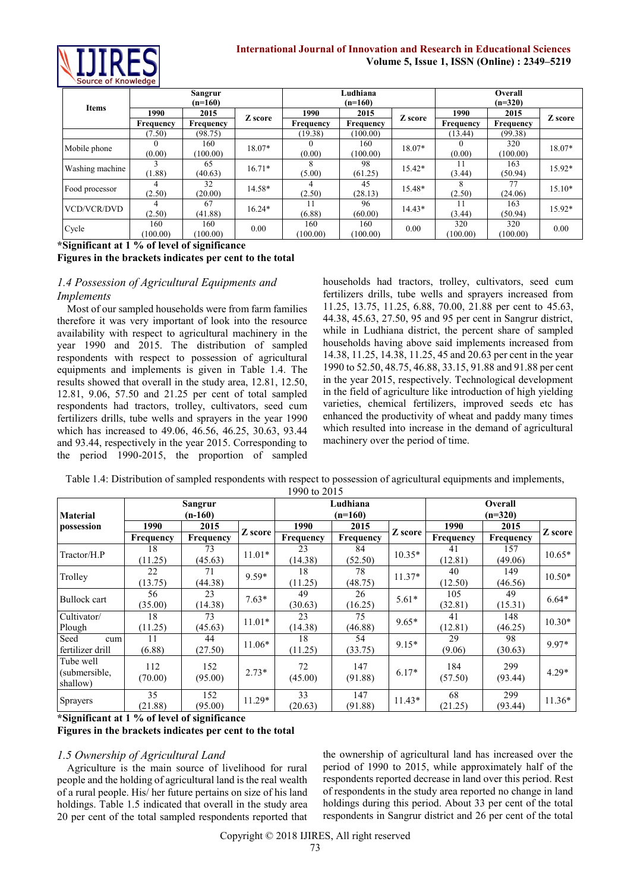| Items | Sangrur (n=160) | | | Ludhiana (n=160) | | | Overall (n=320) | | |
|---|---|---|---|---|---|---|---|---|---|
| | 1990 | 2015 | Z score | 1990 | 2015 | Z score | 1990 | 2015 | Z score |
| | Frequency | Frequency | | Frequency | Frequency | | Frequency | Frequency | |
| | (7.50) | (98.75) | | (19.38) | (100.00) | | (13.44) | (99.38) | |
| Mobile phone | 0 (0.00) | 160 (100.00) | 18.07* | 0 (0.00) | 160 (100.00) | 18.07* | 0 (0.00) | 320 (100.00) | 18.07* |
| Washing machine | 3 (1.88) | 65 (40.63) | 16.71* | 8 (5.00) | 98 (61.25) | 15.42* | 11 (3.44) | 163 (50.94) | 15.92* |
| Food processor | 4 (2.50) | 32 (20.00) | 14.58* | 4 (2.50) | 45 (28.13) | 15.48* | 8 (2.50) | 77 (24.06) | 15.10* |
| VCD/VCR/DVD | 4 (2.50) | 67 (41.88) | 16.24* | 11 (6.88) | 96 (60.00) | 14.43* | 11 (3.44) | 163 (50.94) | 15.92* |
| Cycle | 160 (100.00) | 160 (100.00) | 0.00 | 160 (100.00) | 160 (100.00) | 0.00 | 320 (100.00) | 320 (100.00) | 0.00 |

**\*Significant at 1 % of level of significance**
**Figures in the brackets indicates per cent to the total**

### *1.4 Possession of Agricultural Equipments and Implements*

Most of our sampled households were from farm families therefore it was very important of look into the resource availability with respect to agricultural machinery in the year 1990 and 2015. The distribution of sampled respondents with respect to possession of agricultural equipments and implements is given in Table 1.4. The results showed that overall in the study area, 12.81, 12.50, 12.81, 9.06, 57.50 and 21.25 per cent of total sampled respondents had tractors, trolley, cultivators, seed cum fertilizers drills, tube wells and sprayers in the year 1990 which has increased to 49.06, 46.56, 46.25, 30.63, 93.44 and 93.44, respectively in the year 2015. Corresponding to the period 1990-2015, the proportion of sampled households had tractors, trolley, cultivators, seed cum fertilizers drills, tube wells and sprayers increased from 11.25, 13.75, 11.25, 6.88, 70.00, 21.88 per cent to 45.63, 44.38, 45.63, 27.50, 95 and 95 per cent in Sangrur district, while in Ludhiana district, the percent share of sampled households having above said implements increased from 14.38, 11.25, 14.38, 11.25, 45 and 20.63 per cent in the year 1990 to 52.50, 48.75, 46.88, 33.15, 91.88 and 91.88 per cent in the year 2015, respectively. Technological development in the field of agriculture like introduction of high yielding varieties, chemical fertilizers, improved seeds etc has enhanced the productivity of wheat and paddy many times which resulted into increase in the demand of agricultural machinery over the period of time.

Table 1.4: Distribution of sampled respondents with respect to possession of agricultural equipments and implements, 1990 to 2015

| Material possession | Sangrur (n-160) | | | Ludhiana (n=160) | | | Overall (n=320) | | |
|---|---|---|---|---|---|---|---|---|---|
| | 1990 | 2015 | Z score | 1990 | 2015 | Z score | 1990 | 2015 | Z score |
| | Frequency | Frequency | | Frequency | Frequency | | Frequency | Frequency | |
| Tractor/H.P | 18 (11.25) | 73 (45.63) | 11.01* | 23 (14.38) | 84 (52.50) | 10.35* | 41 (12.81) | 157 (49.06) | 10.65* |
| Trolley | 22 (13.75) | 71 (44.38) | 9.59* | 18 (11.25) | 78 (48.75) | 11.37* | 40 (12.50) | 149 (46.56) | 10.50* |
| Bullock cart | 56 (35.00) | 23 (14.38) | 7.63* | 49 (30.63) | 26 (16.25) | 5.61* | 105 (32.81) | 49 (15.31) | 6.64* |
| Cultivator/ Plough | 18 (11.25) | 73 (45.63) | 11.01* | 23 (14.38) | 75 (46.88) | 9.65* | 41 (12.81) | 148 (46.25) | 10.30* |
| Seed cum fertilizer drill | 11 (6.88) | 44 (27.50) | 11.06* | 18 (11.25) | 54 (33.75) | 9.15* | 29 (9.06) | 98 (30.63) | 9.97* |
| Tube well (submersible, shallow) | 112 (70.00) | 152 (95.00) | 2.73* | 72 (45.00) | 147 (91.88) | 6.17* | 184 (57.50) | 299 (93.44) | 4.29* |
| Sprayers | 35 (21.88) | 152 (95.00) | 11.29* | 33 (20.63) | 147 (91.88) | 11.43* | 68 (21.25) | 299 (93.44) | 11.36* |

**\*Significant at 1 % of level of significance**
**Figures in the brackets indicates per cent to the total**

### *1.5 Ownership of Agricultural Land*

Agriculture is the main source of livelihood for rural people and the holding of agricultural land is the real wealth of a rural people. His/ her future pertains on size of his land holdings. Table 1.5 indicated that overall in the study area 20 per cent of the total sampled respondents reported that the ownership of agricultural land has increased over the period of 1990 to 2015, while approximately half of the respondents reported decrease in land over this period. Rest of respondents in the study area reported no change in land holdings during this period. About 33 per cent of the total respondents in Sangrur district and 26 per cent of the total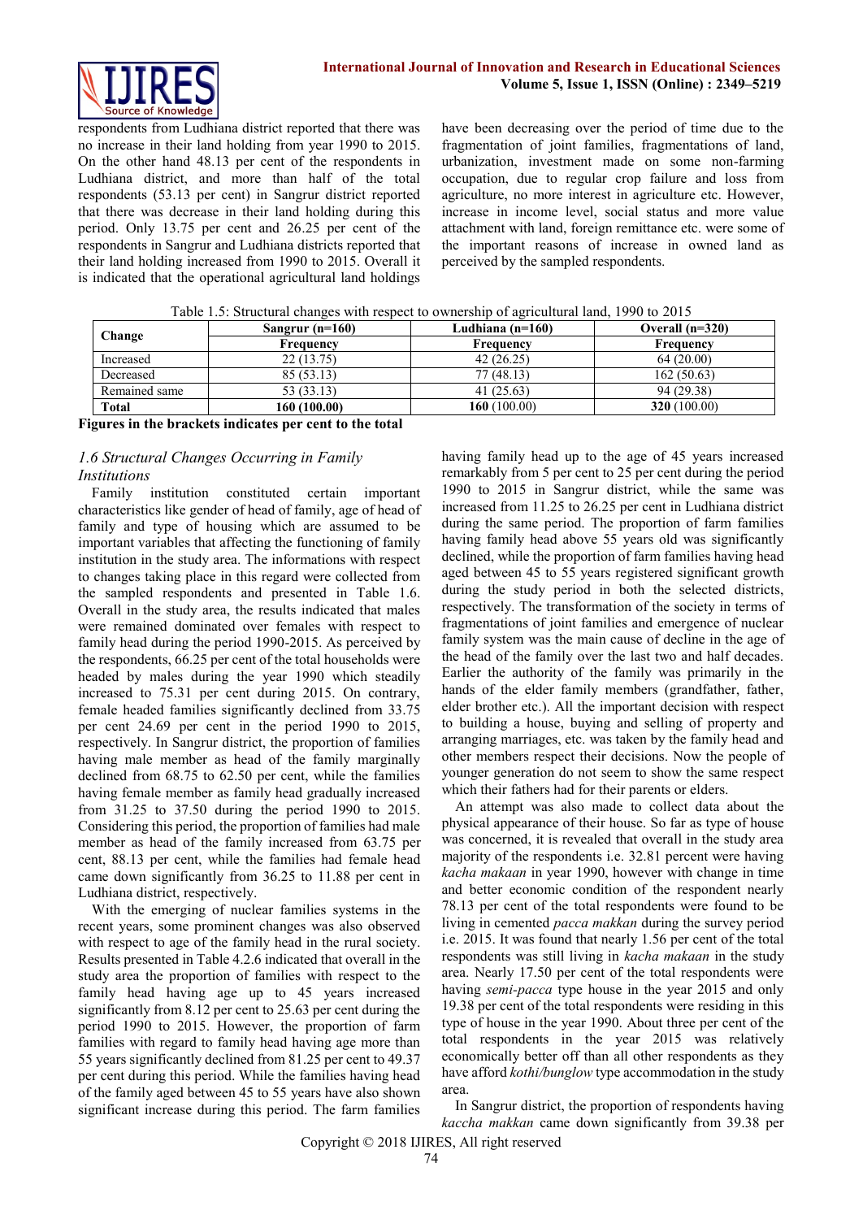respondents from Ludhiana district reported that there was no increase in their land holding from year 1990 to 2015. On the other hand 48.13 per cent of the respondents in Ludhiana district, and more than half of the total respondents (53.13 per cent) in Sangrur district reported that there was decrease in their land holding during this period. Only 13.75 per cent and 26.25 per cent of the respondents in Sangrur and Ludhiana districts reported that their land holding increased from 1990 to 2015. Overall it is indicated that the operational agricultural land holdings have been decreasing over the period of time due to the fragmentation of joint families, fragmentations of land, urbanization, investment made on some non-farming occupation, due to regular crop failure and loss from agriculture, no more interest in agriculture etc. However, increase in income level, social status and more value attachment with land, foreign remittance etc. were some of the important reasons of increase in owned land as perceived by the sampled respondents.

Table 1.5: Structural changes with respect to ownership of agricultural land, 1990 to 2015

| Change | Sangrur (n=160) | Ludhiana (n=160) | Overall (n=320) |
|---|---|---|---|
| | Frequency | Frequency | Frequency |
| Increased | 22 (13.75) | 42 (26.25) | 64 (20.00) |
| Decreased | 85 (53.13) | 77 (48.13) | 162 (50.63) |
| Remained same | 53 (33.13) | 41 (25.63) | 94 (29.38) |
| **Total** | **160 (100.00)** | **160** (100.00) | **320** (100.00) |

**Figures in the brackets indicates per cent to the total**

### *1.6 Structural Changes Occurring in Family Institutions*

Family institution constituted certain important characteristics like gender of head of family, age of head of family and type of housing which are assumed to be important variables that affecting the functioning of family institution in the study area. The informations with respect to changes taking place in this regard were collected from the sampled respondents and presented in Table 1.6. Overall in the study area, the results indicated that males were remained dominated over females with respect to family head during the period 1990-2015. As perceived by the respondents, 66.25 per cent of the total households were headed by males during the year 1990 which steadily increased to 75.31 per cent during 2015. On contrary, female headed families significantly declined from 33.75 per cent 24.69 per cent in the period 1990 to 2015, respectively. In Sangrur district, the proportion of families having male member as head of the family marginally declined from 68.75 to 62.50 per cent, while the families having female member as family head gradually increased from 31.25 to 37.50 during the period 1990 to 2015. Considering this period, the proportion of families had male member as head of the family increased from 63.75 per cent, 88.13 per cent, while the families had female head came down significantly from 36.25 to 11.88 per cent in Ludhiana district, respectively.

With the emerging of nuclear families systems in the recent years, some prominent changes was also observed with respect to age of the family head in the rural society. Results presented in Table 4.2.6 indicated that overall in the study area the proportion of families with respect to the family head having age up to 45 years increased significantly from 8.12 per cent to 25.63 per cent during the period 1990 to 2015. However, the proportion of farm families with regard to family head having age more than 55 years significantly declined from 81.25 per cent to 49.37 per cent during this period. While the families having head of the family aged between 45 to 55 years have also shown significant increase during this period. The farm families having family head up to the age of 45 years increased remarkably from 5 per cent to 25 per cent during the period 1990 to 2015 in Sangrur district, while the same was increased from 11.25 to 26.25 per cent in Ludhiana district during the same period. The proportion of farm families having family head above 55 years old was significantly declined, while the proportion of farm families having head aged between 45 to 55 years registered significant growth during the study period in both the selected districts, respectively. The transformation of the society in terms of fragmentations of joint families and emergence of nuclear family system was the main cause of decline in the age of the head of the family over the last two and half decades. Earlier the authority of the family was primarily in the hands of the elder family members (grandfather, father, elder brother etc.). All the important decision with respect to building a house, buying and selling of property and arranging marriages, etc. was taken by the family head and other members respect their decisions. Now the people of younger generation do not seem to show the same respect which their fathers had for their parents or elders.

An attempt was also made to collect data about the physical appearance of their house. So far as type of house was concerned, it is revealed that overall in the study area majority of the respondents i.e. 32.81 percent were having *kacha makaan* in year 1990, however with change in time and better economic condition of the respondent nearly 78.13 per cent of the total respondents were found to be living in cemented *pacca makkan* during the survey period i.e. 2015. It was found that nearly 1.56 per cent of the total respondents was still living in *kacha makaan* in the study area. Nearly 17.50 per cent of the total respondents were having *semi-pacca* type house in the year 2015 and only 19.38 per cent of the total respondents were residing in this type of house in the year 1990. About three per cent of the total respondents in the year 2015 was relatively economically better off than all other respondents as they have afford *kothi/bunglow* type accommodation in the study area.

In Sangrur district, the proportion of respondents having *kaccha makkan* came down significantly from 39.38 per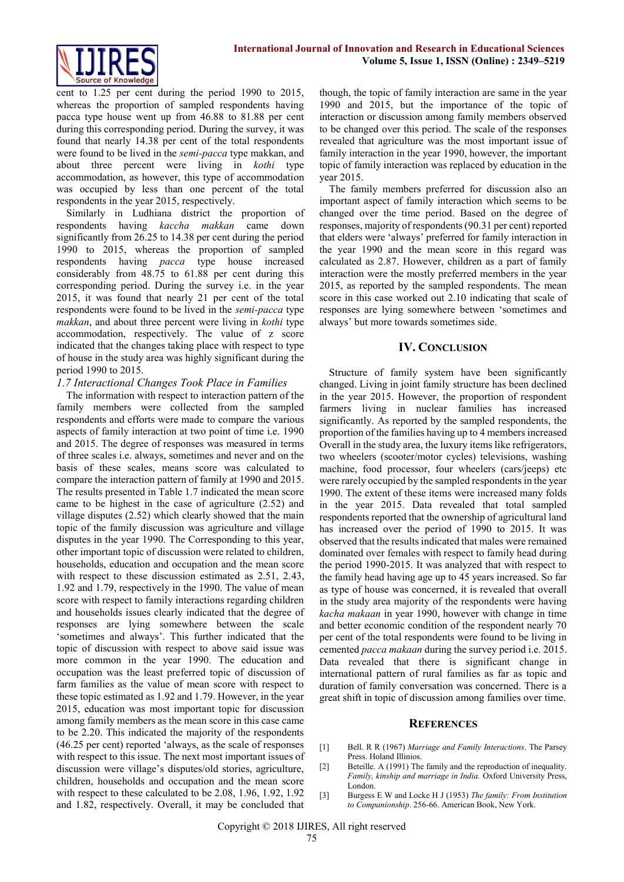cent to 1.25 per cent during the period 1990 to 2015, whereas the proportion of sampled respondents having pacca type house went up from 46.88 to 81.88 per cent during this corresponding period. During the survey, it was found that nearly 14.38 per cent of the total respondents were found to be lived in the *semi-pacca* type makkan, and about three percent were living in *kothi* type accommodation, as however, this type of accommodation was occupied by less than one percent of the total respondents in the year 2015, respectively.

Similarly in Ludhiana district the proportion of respondents having *kaccha makkan* came down significantly from 26.25 to 14.38 per cent during the period 1990 to 2015, whereas the proportion of sampled respondents having *pacca* type house increased considerably from 48.75 to 61.88 per cent during this corresponding period. During the survey i.e. in the year 2015, it was found that nearly 21 per cent of the total respondents were found to be lived in the *semi-pacca* type *makkan*, and about three percent were living in *kothi* type accommodation, respectively. The value of z score indicated that the changes taking place with respect to type of house in the study area was highly significant during the period 1990 to 2015.

### *1.7 Interactional Changes Took Place in Families*

The information with respect to interaction pattern of the family members were collected from the sampled respondents and efforts were made to compare the various aspects of family interaction at two point of time i.e. 1990 and 2015. The degree of responses was measured in terms of three scales i.e. always, sometimes and never and on the basis of these scales, means score was calculated to compare the interaction pattern of family at 1990 and 2015. The results presented in Table 1.7 indicated the mean score came to be highest in the case of agriculture (2.52) and village disputes (2.52) which clearly showed that the main topic of the family discussion was agriculture and village disputes in the year 1990. The Corresponding to this year, other important topic of discussion were related to children, households, education and occupation and the mean score with respect to these discussion estimated as 2.51, 2.43, 1.92 and 1.79, respectively in the 1990. The value of mean score with respect to family interactions regarding children and households issues clearly indicated that the degree of responses are lying somewhere between the scale 'sometimes and always'. This further indicated that the topic of discussion with respect to above said issue was more common in the year 1990. The education and occupation was the least preferred topic of discussion of farm families as the value of mean score with respect to these topic estimated as 1.92 and 1.79. However, in the year 2015, education was most important topic for discussion among family members as the mean score in this case came to be 2.20. This indicated the majority of the respondents (46.25 per cent) reported 'always, as the scale of responses with respect to this issue. The next most important issues of discussion were village's disputes/old stories, agriculture, children, households and occupation and the mean score with respect to these calculated to be 2.08, 1.96, 1.92, 1.92 and 1.82, respectively. Overall, it may be concluded that though, the topic of family interaction are same in the year 1990 and 2015, but the importance of the topic of interaction or discussion among family members observed to be changed over this period. The scale of the responses revealed that agriculture was the most important issue of family interaction in the year 1990, however, the important topic of family interaction was replaced by education in the year 2015.

The family members preferred for discussion also an important aspect of family interaction which seems to be changed over the time period. Based on the degree of responses, majority of respondents (90.31 per cent) reported that elders were 'always' preferred for family interaction in the year 1990 and the mean score in this regard was calculated as 2.87. However, children as a part of family interaction were the mostly preferred members in the year 2015, as reported by the sampled respondents. The mean score in this case worked out 2.10 indicating that scale of responses are lying somewhere between 'sometimes and always' but more towards sometimes side.

## IV. Conclusion

Structure of family system have been significantly changed. Living in joint family structure has been declined in the year 2015. However, the proportion of respondent farmers living in nuclear families has increased significantly. As reported by the sampled respondents, the proportion of the families having up to 4 members increased Overall in the study area, the luxury items like refrigerators, two wheelers (scooter/motor cycles) televisions, washing machine, food processor, four wheelers (cars/jeeps) etc were rarely occupied by the sampled respondents in the year 1990. The extent of these items were increased many folds in the year 2015. Data revealed that total sampled respondents reported that the ownership of agricultural land has increased over the period of 1990 to 2015. It was observed that the results indicated that males were remained dominated over females with respect to family head during the period 1990-2015. It was analyzed that with respect to the family head having age up to 45 years increased. So far as type of house was concerned, it is revealed that overall in the study area majority of the respondents were having *kacha makaan* in year 1990, however with change in time and better economic condition of the respondent nearly 70 per cent of the total respondents were found to be living in cemented *pacca makaan* during the survey period i.e. 2015. Data revealed that there is significant change in international pattern of rural families as far as topic and duration of family conversation was concerned. There is a great shift in topic of discussion among families over time.

## References

[1] Bell. R R (1967) *Marriage and Family Interactions*. The Parsey Press. Holand Illinios.

[2] Beteille. A (1991) The family and the reproduction of inequality. *Family, kinship and marriage in India.* Oxford University Press, London.

[3] Burgess E W and Locke H J (1953) *The family: From Institution to Companionship*. 256-66. American Book, New York.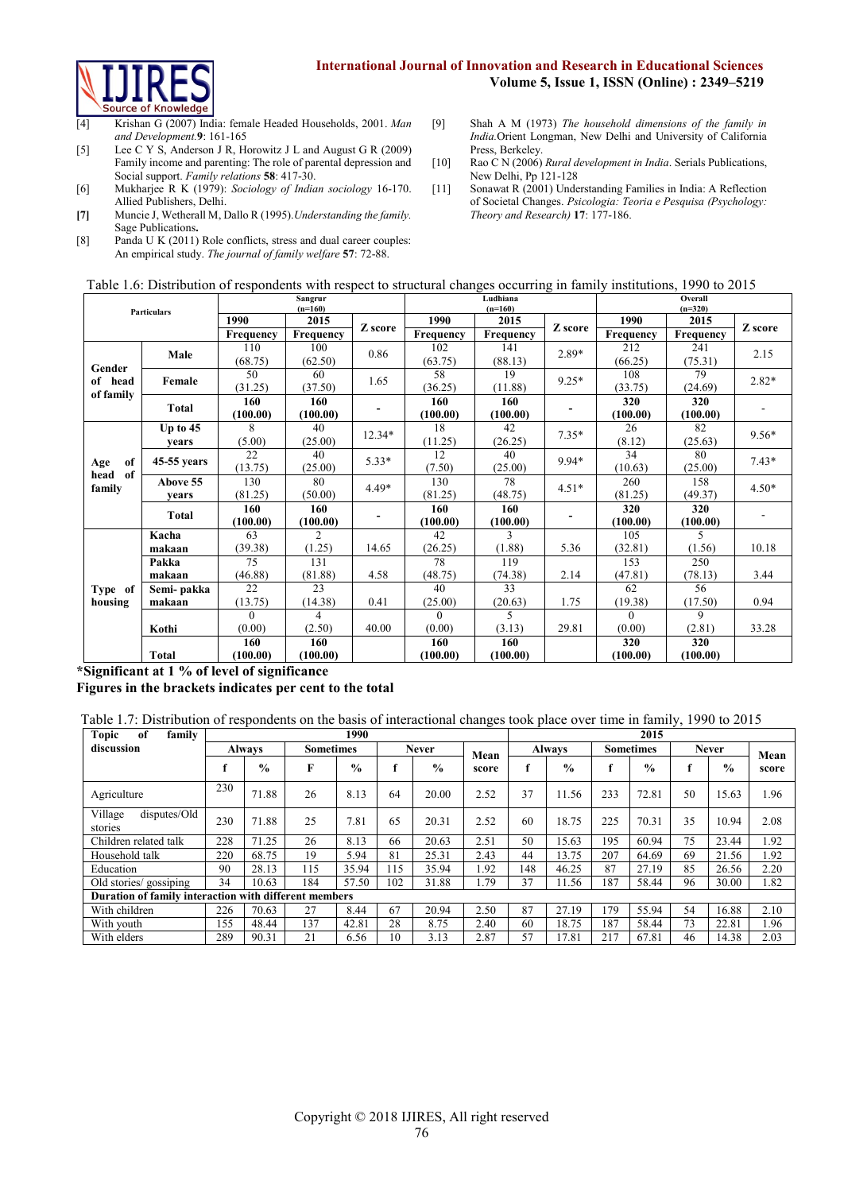[4] Krishan G (2007) India: female Headed Households, 2001. *Man and Development.***9**: 161-165

[5] Lee C Y S, Anderson J R, Horowitz J L and August G R (2009) Family income and parenting: The role of parental depression and Social support. *Family relations* **58**: 417-30.

[6] Mukharjee R K (1979): *Sociology of Indian sociology* 16-170. Allied Publishers, Delhi.

**[7]** Muncie J, Wetherall M, Dallo R (1995).*Understanding the family.* Sage Publications**.**

[8] Panda U K (2011) Role conflicts, stress and dual career couples: An empirical study. *The journal of family welfare* **57**: 72-88.

[9] Shah A M (1973) *The household dimensions of the family in India.*Orient Longman, New Delhi and University of California Press, Berkeley.

[10] Rao C N (2006) *Rural development in India*. Serials Publications, New Delhi, Pp 121-128

[11] Sonawat R (2001) Understanding Families in India: A Reflection of Societal Changes. *Psicologia: Teoria e Pesquisa (Psychology: Theory and Research)* **17**: 177-186.

Table 1.6: Distribution of respondents with respect to structural changes occurring in family institutions, 1990 to 2015

| Particulars | | Sangrur (n=160) | | | Ludhiana (n=160) | | | Overall (n=320) | | |
|---|---|---|---|---|---|---|---|---|---|---|
| | | 1990 | 2015 | Z score | 1990 | 2015 | Z score | 1990 | 2015 | Z score |
| | | Frequency | Frequency | | Frequency | Frequency | | Frequency | Frequency | |
| Gender of head of family | Male | 110 (68.75) | 100 (62.50) | 0.86 | 102 (63.75) | 141 (88.13) | 2.89* | 212 (66.25) | 241 (75.31) | 2.15 |
| | Female | 50 (31.25) | 60 (37.50) | 1.65 | 58 (36.25) | 19 (11.88) | 9.25* | 108 (33.75) | 79 (24.69) | 2.82* |
| | Total | **160 (100.00)** | **160 (100.00)** | - | **160 (100.00)** | **160 (100.00)** | - | **320 (100.00)** | **320 (100.00)** | - |
| Age of head of family | Up to 45 years | 8 (5.00) | 40 (25.00) | 12.34* | 18 (11.25) | 42 (26.25) | 7.35* | 26 (8.12) | 82 (25.63) | 9.56* |
| | 45-55 years | 22 (13.75) | 40 (25.00) | 5.33* | 12 (7.50) | 40 (25.00) | 9.94* | 34 (10.63) | 80 (25.00) | 7.43* |
| | Above 55 years | 130 (81.25) | 80 (50.00) | 4.49* | 130 (81.25) | 78 (48.75) | 4.51* | 260 (81.25) | 158 (49.37) | 4.50* |
| | Total | **160 (100.00)** | **160 (100.00)** | - | **160 (100.00)** | **160 (100.00)** | - | **320 (100.00)** | **320 (100.00)** | - |
| Type of housing | Kacha makaan | 63 (39.38) | 2 (1.25) | 14.65 | 42 (26.25) | 3 (1.88) | 5.36 | 105 (32.81) | 5 (1.56) | 10.18 |
| | Pakka makaan | 75 (46.88) | 131 (81.88) | 4.58 | 78 (48.75) | 119 (74.38) | 2.14 | 153 (47.81) | 250 (78.13) | 3.44 |
| | Semi- pakka makaan | 22 (13.75) | 23 (14.38) | 0.41 | 40 (25.00) | 33 (20.63) | 1.75 | 62 (19.38) | 56 (17.50) | 0.94 |
| | Kothi | 0 (0.00) | 4 (2.50) | 40.00 | 0 (0.00) | 5 (3.13) | 29.81 | 0 (0.00) | 9 (2.81) | 33.28 |
| | Total | **160 (100.00)** | **160 (100.00)** | | **160 (100.00)** | **160 (100.00)** | | **320 (100.00)** | **320 (100.00)** | |

**\*Significant at 1 % of level of significance**

**Figures in the brackets indicates per cent to the total**

Table 1.7: Distribution of respondents on the basis of interactional changes took place over time in family, 1990 to 2015

| Topic of family discussion | 1990 | | | | | | | 2015 | | | | | | |
|---|---|---|---|---|---|---|---|---|---|---|---|---|---|---|
| | Always | | Sometimes | | Never | | Mean score | Always | | Sometimes | | Never | | Mean score |
| | f | % | F | % | f | % | | f | % | f | % | f | % | |
| Agriculture | 230 | 71.88 | 26 | 8.13 | 64 | 20.00 | 2.52 | 37 | 11.56 | 233 | 72.81 | 50 | 15.63 | 1.96 |
| Village disputes/Old stories | 230 | 71.88 | 25 | 7.81 | 65 | 20.31 | 2.52 | 60 | 18.75 | 225 | 70.31 | 35 | 10.94 | 2.08 |
| Children related talk | 228 | 71.25 | 26 | 8.13 | 66 | 20.63 | 2.51 | 50 | 15.63 | 195 | 60.94 | 75 | 23.44 | 1.92 |
| Household talk | 220 | 68.75 | 19 | 5.94 | 81 | 25.31 | 2.43 | 44 | 13.75 | 207 | 64.69 | 69 | 21.56 | 1.92 |
| Education | 90 | 28.13 | 115 | 35.94 | 115 | 35.94 | 1.92 | 148 | 46.25 | 87 | 27.19 | 85 | 26.56 | 2.20 |
| Old stories/ gossiping | 34 | 10.63 | 184 | 57.50 | 102 | 31.88 | 1.79 | 37 | 11.56 | 187 | 58.44 | 96 | 30.00 | 1.82 |
| **Duration of family interaction with different members** | | | | | | | | | | | | | | |
| With children | 226 | 70.63 | 27 | 8.44 | 67 | 20.94 | 2.50 | 87 | 27.19 | 179 | 55.94 | 54 | 16.88 | 2.10 |
| With youth | 155 | 48.44 | 137 | 42.81 | 28 | 8.75 | 2.40 | 60 | 18.75 | 187 | 58.44 | 73 | 22.81 | 1.96 |
| With elders | 289 | 90.31 | 21 | 6.56 | 10 | 3.13 | 2.87 | 57 | 17.81 | 217 | 67.81 | 46 | 14.38 | 2.03 |

Copyright © 2018 IJIRES, All right reserved